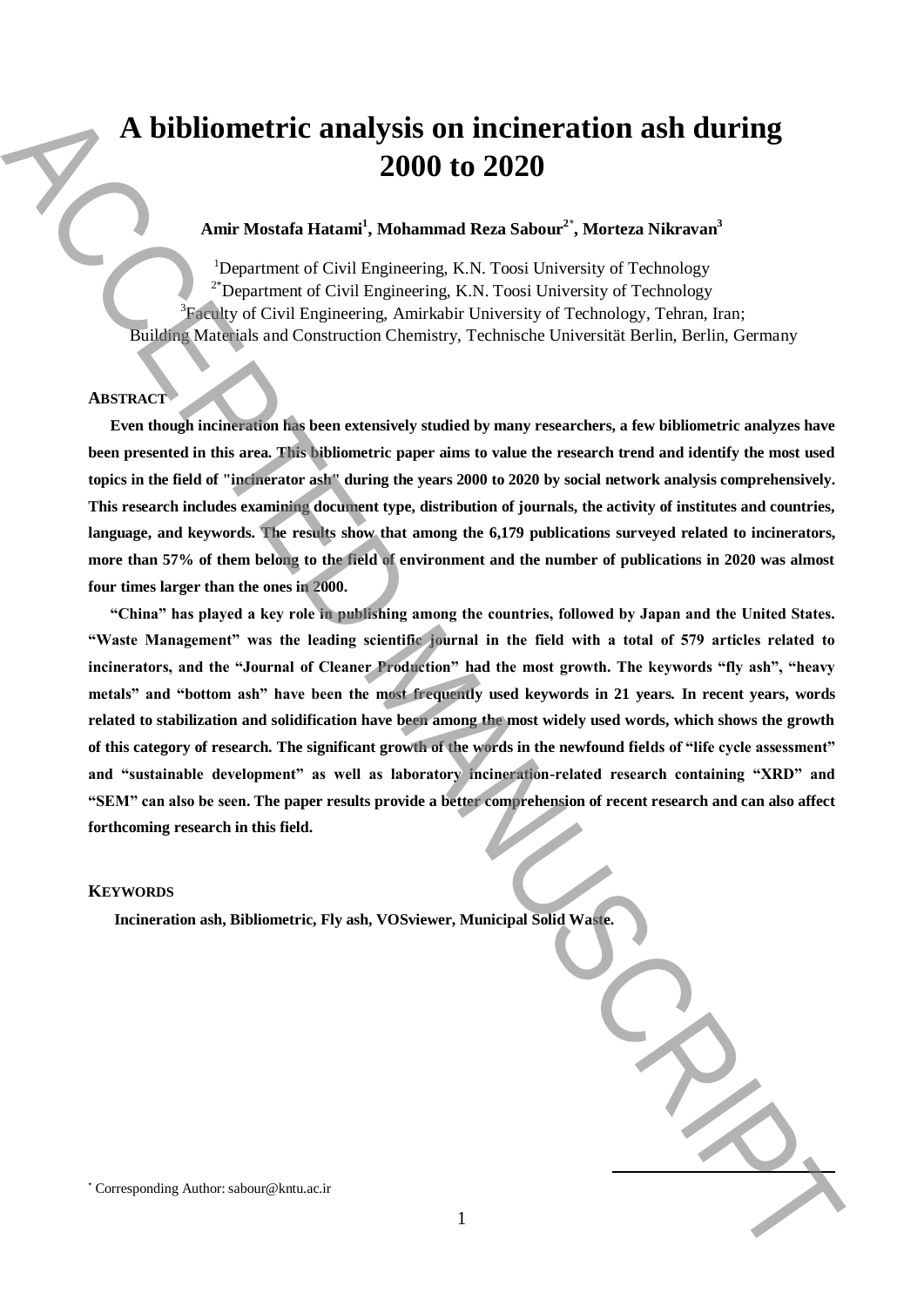# A bibliometric analysis on incineration ash during 2000 to 2020

**Amir Mostafa Hatami[1], Mohammad Reza Sabour[2*], Morteza Nikravan[3]**

[1]Department of Civil Engineering, K.N. Toosi University of Technology
[2*]Department of Civil Engineering, K.N. Toosi University of Technology
[3]Faculty of Civil Engineering, Amirkabir University of Technology, Tehran, Iran;
Building Materials and Construction Chemistry, Technische Universität Berlin, Berlin, Germany

## ABSTRACT

**Even though incineration has been extensively studied by many researchers, a few bibliometric analyzes have been presented in this area. This bibliometric paper aims to value the research trend and identify the most used topics in the field of "incinerator ash" during the years 2000 to 2020 by social network analysis comprehensively. This research includes examining document type, distribution of journals, the activity of institutes and countries, language, and keywords. The results show that among the 6,179 publications surveyed related to incinerators, more than 57% of them belong to the field of environment and the number of publications in 2020 was almost four times larger than the ones in 2000.**

**"China" has played a key role in publishing among the countries, followed by Japan and the United States. "Waste Management" was the leading scientific journal in the field with a total of 579 articles related to incinerators, and the "Journal of Cleaner Production" had the most growth. The keywords "fly ash", "heavy metals" and "bottom ash" have been the most frequently used keywords in 21 years. In recent years, words related to stabilization and solidification have been among the most widely used words, which shows the growth of this category of research. The significant growth of the words in the newfound fields of "life cycle assessment" and "sustainable development" as well as laboratory incineration-related research containing "XRD" and "SEM" can also be seen. The paper results provide a better comprehension of recent research and can also affect forthcoming research in this field.**

## KEYWORDS

**Incineration ash, Bibliometric, Fly ash, VOSviewer, Municipal Solid Waste.**

[*] Corresponding Author: sabour@kntu.ac.ir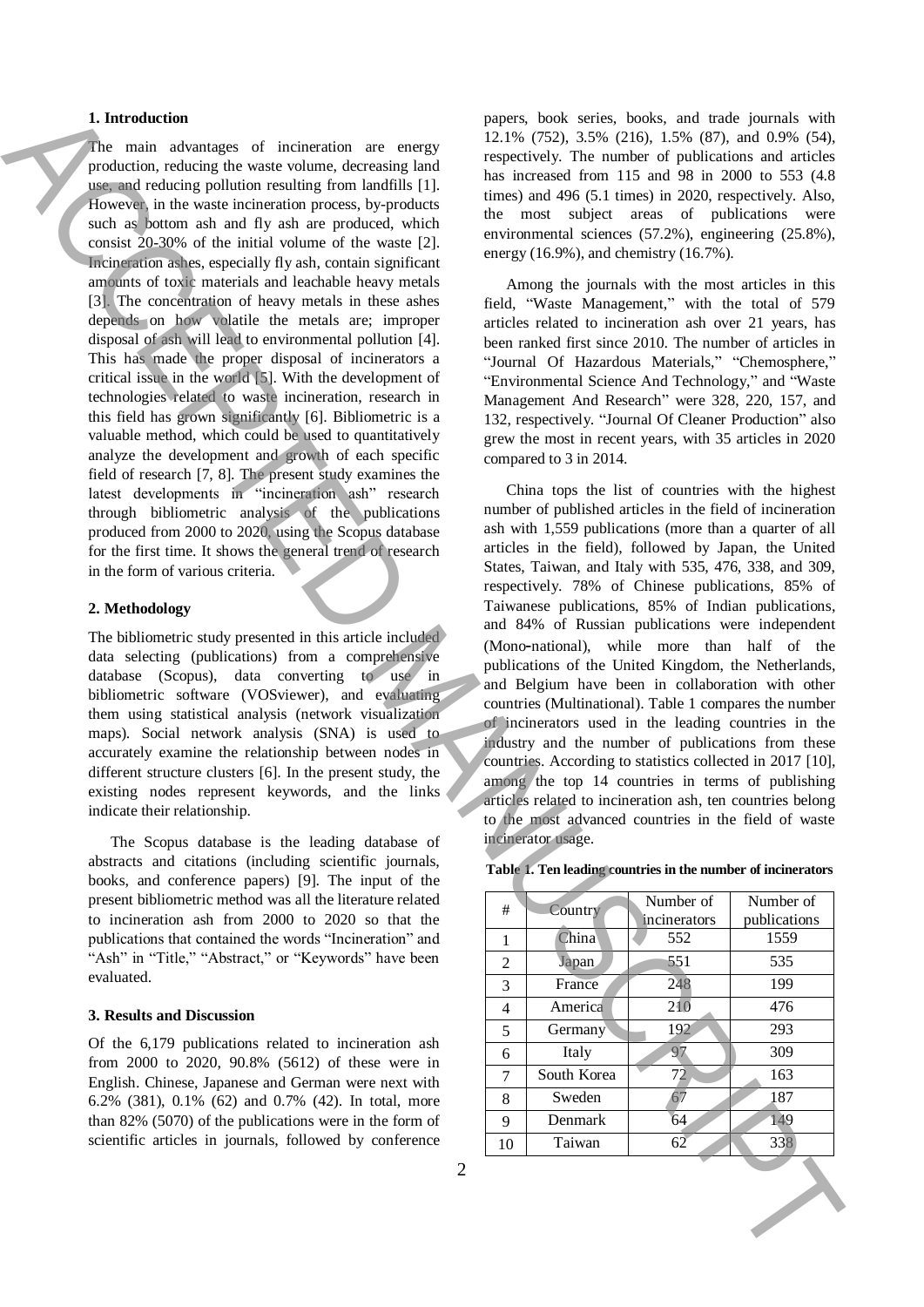## 1. Introduction

The main advantages of incineration are energy production, reducing the waste volume, decreasing land use, and reducing pollution resulting from landfills [1]. However, in the waste incineration process, by-products such as bottom ash and fly ash are produced, which consist 20-30% of the initial volume of the waste [2]. Incineration ashes, especially fly ash, contain significant amounts of toxic materials and leachable heavy metals [3]. The concentration of heavy metals in these ashes depends on how volatile the metals are; improper disposal of ash will lead to environmental pollution [4]. This has made the proper disposal of incinerators a critical issue in the world [5]. With the development of technologies related to waste incineration, research in this field has grown significantly [6]. Bibliometric is a valuable method, which could be used to quantitatively analyze the development and growth of each specific field of research [7, 8]. The present study examines the latest developments in "incineration ash" research through bibliometric analysis of the publications produced from 2000 to 2020, using the Scopus database for the first time. It shows the general trend of research in the form of various criteria.

## 2. Methodology

The bibliometric study presented in this article included data selecting (publications) from a comprehensive database (Scopus), data converting to use in bibliometric software (VOSviewer), and evaluating them using statistical analysis (network visualization maps). Social network analysis (SNA) is used to accurately examine the relationship between nodes in different structure clusters [6]. In the present study, the existing nodes represent keywords, and the links indicate their relationship.

The Scopus database is the leading database of abstracts and citations (including scientific journals, books, and conference papers) [9]. The input of the present bibliometric method was all the literature related to incineration ash from 2000 to 2020 so that the publications that contained the words "Incineration" and "Ash" in "Title," "Abstract," or "Keywords" have been evaluated.

## 3. Results and Discussion

Of the 6,179 publications related to incineration ash from 2000 to 2020, 90.8% (5612) of these were in English. Chinese, Japanese and German were next with 6.2% (381), 0.1% (62) and 0.7% (42). In total, more than 82% (5070) of the publications were in the form of scientific articles in journals, followed by conference papers, book series, books, and trade journals with 12.1% (752), 3.5% (216), 1.5% (87), and 0.9% (54), respectively. The number of publications and articles has increased from 115 and 98 in 2000 to 553 (4.8 times) and 496 (5.1 times) in 2020, respectively. Also, the most subject areas of publications were environmental sciences (57.2%), engineering (25.8%), energy (16.9%), and chemistry (16.7%).

Among the journals with the most articles in this field, "Waste Management," with the total of 579 articles related to incineration ash over 21 years, has been ranked first since 2010. The number of articles in "Journal Of Hazardous Materials," "Chemosphere," "Environmental Science And Technology," and "Waste Management And Research" were 328, 220, 157, and 132, respectively. "Journal Of Cleaner Production" also grew the most in recent years, with 35 articles in 2020 compared to 3 in 2014.

China tops the list of countries with the highest number of published articles in the field of incineration ash with 1,559 publications (more than a quarter of all articles in the field), followed by Japan, the United States, Taiwan, and Italy with 535, 476, 338, and 309, respectively. 78% of Chinese publications, 85% of Taiwanese publications, 85% of Indian publications, and 84% of Russian publications were independent (Mono-national), while more than half of the publications of the United Kingdom, the Netherlands, and Belgium have been in collaboration with other countries (Multinational). Table 1 compares the number of incinerators used in the leading countries in the industry and the number of publications from these countries. According to statistics collected in 2017 [10], among the top 14 countries in terms of publishing articles related to incineration ash, ten countries belong to the most advanced countries in the field of waste incinerator usage.

**Table 1. Ten leading countries in the number of incinerators**

| # | Country | Number of incinerators | Number of publications |
|---|---|---|---|
| 1 | China | 552 | 1559 |
| 2 | Japan | 551 | 535 |
| 3 | France | 248 | 199 |
| 4 | America | 210 | 476 |
| 5 | Germany | 192 | 293 |
| 6 | Italy | 97 | 309 |
| 7 | South Korea | 72 | 163 |
| 8 | Sweden | 67 | 187 |
| 9 | Denmark | 64 | 149 |
| 10 | Taiwan | 62 | 338 |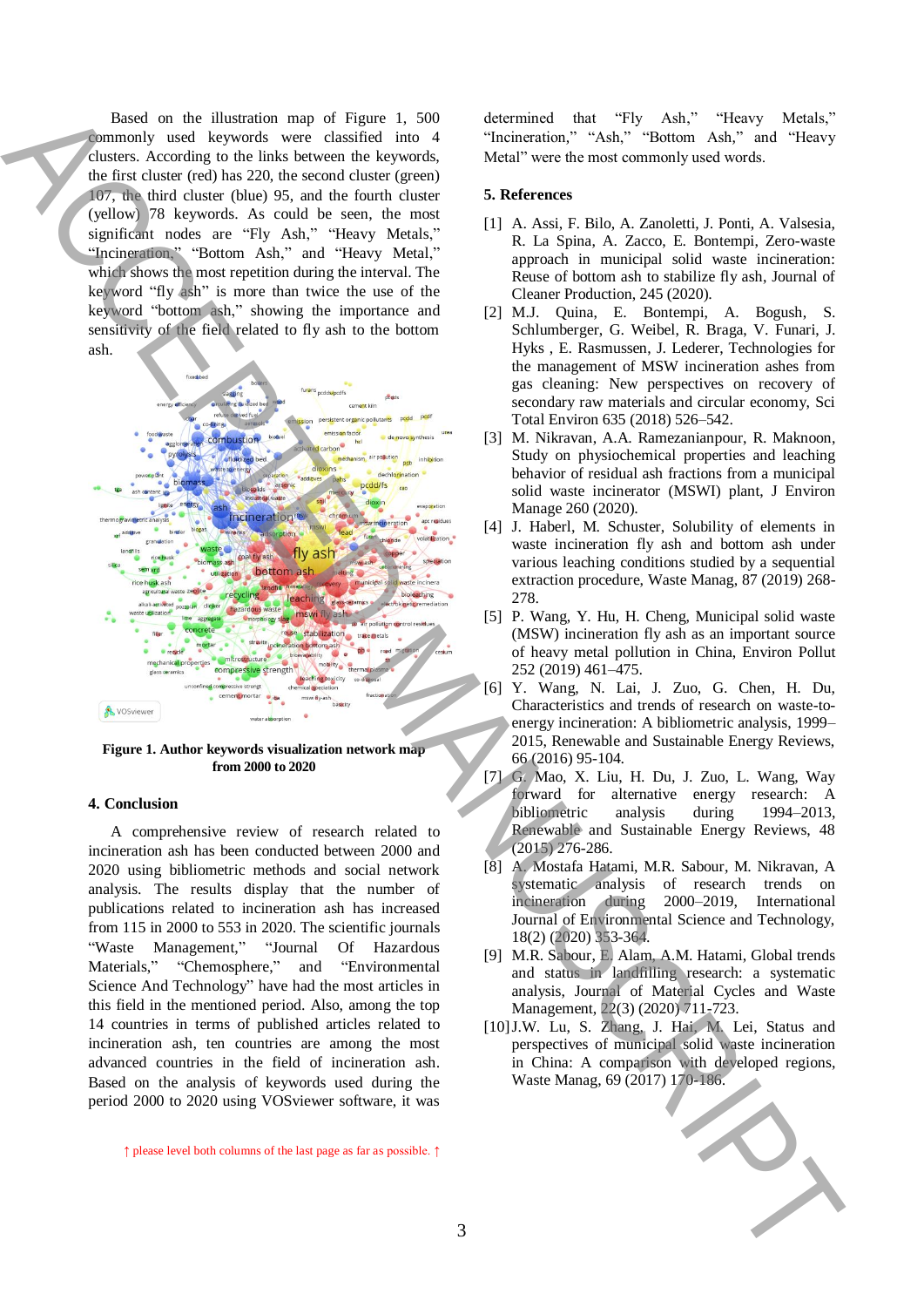Based on the illustration map of Figure 1, 500 commonly used keywords were classified into 4 clusters. According to the links between the keywords, the first cluster (red) has 220, the second cluster (green) 107, the third cluster (blue) 95, and the fourth cluster (yellow) 78 keywords. As could be seen, the most significant nodes are "Fly Ash," "Heavy Metals," "Incineration," "Bottom Ash," and "Heavy Metal," which shows the most repetition during the interval. The keyword "fly ash" is more than twice the use of the keyword "bottom ash," showing the importance and sensitivity of the field related to fly ash to the bottom ash.

**Figure 1. Author keywords visualization network map from 2000 to 2020**

## 4. Conclusion

A comprehensive review of research related to incineration ash has been conducted between 2000 and 2020 using bibliometric methods and social network analysis. The results display that the number of publications related to incineration ash has increased from 115 in 2000 to 553 in 2020. The scientific journals "Waste Management," "Journal Of Hazardous Materials," "Chemosphere," and "Environmental Science And Technology" have had the most articles in this field in the mentioned period. Also, among the top 14 countries in terms of published articles related to incineration ash, ten countries are among the most advanced countries in the field of incineration ash. Based on the analysis of keywords used during the period 2000 to 2020 using VOSviewer software, it was determined that "Fly Ash," "Heavy Metals," "Incineration," "Ash," "Bottom Ash," and "Heavy Metal" were the most commonly used words.

↑ please level both columns of the last page as far as possible. ↑

## 5. References

[1] A. Assi, F. Bilo, A. Zanoletti, J. Ponti, A. Valsesia, R. La Spina, A. Zacco, E. Bontempi, Zero-waste approach in municipal solid waste incineration: Reuse of bottom ash to stabilize fly ash, Journal of Cleaner Production, 245 (2020).

[2] M.J. Quina, E. Bontempi, A. Bogush, S. Schlumberger, G. Weibel, R. Braga, V. Funari, J. Hyks , E. Rasmussen, J. Lederer, Technologies for the management of MSW incineration ashes from gas cleaning: New perspectives on recovery of secondary raw materials and circular economy, Sci Total Environ 635 (2018) 526–542.

[3] M. Nikravan, A.A. Ramezanianpour, R. Maknoon, Study on physiochemical properties and leaching behavior of residual ash fractions from a municipal solid waste incinerator (MSWI) plant, J Environ Manage 260 (2020).

[4] J. Haberl, M. Schuster, Solubility of elements in waste incineration fly ash and bottom ash under various leaching conditions studied by a sequential extraction procedure, Waste Manag, 87 (2019) 268-278.

[5] P. Wang, Y. Hu, H. Cheng, Municipal solid waste (MSW) incineration fly ash as an important source of heavy metal pollution in China, Environ Pollut 252 (2019) 461–475.

[6] Y. Wang, N. Lai, J. Zuo, G. Chen, H. Du, Characteristics and trends of research on waste-to-energy incineration: A bibliometric analysis, 1999–2015, Renewable and Sustainable Energy Reviews, 66 (2016) 95-104.

[7] G. Mao, X. Liu, H. Du, J. Zuo, L. Wang, Way forward for alternative energy research: A bibliometric analysis during 1994–2013, Renewable and Sustainable Energy Reviews, 48 (2015) 276-286.

[8] A. Mostafa Hatami, M.R. Sabour, M. Nikravan, A systematic analysis of research trends on incineration during 2000–2019, International Journal of Environmental Science and Technology, 18(2) (2020) 353-364.

[9] M.R. Sabour, E. Alam, A.M. Hatami, Global trends and status in landfilling research: a systematic analysis, Journal of Material Cycles and Waste Management, 22(3) (2020) 711-723.

[10] J.W. Lu, S. Zhang, J. Hai, M. Lei, Status and perspectives of municipal solid waste incineration in China: A comparison with developed regions, Waste Manag, 69 (2017) 170-186.